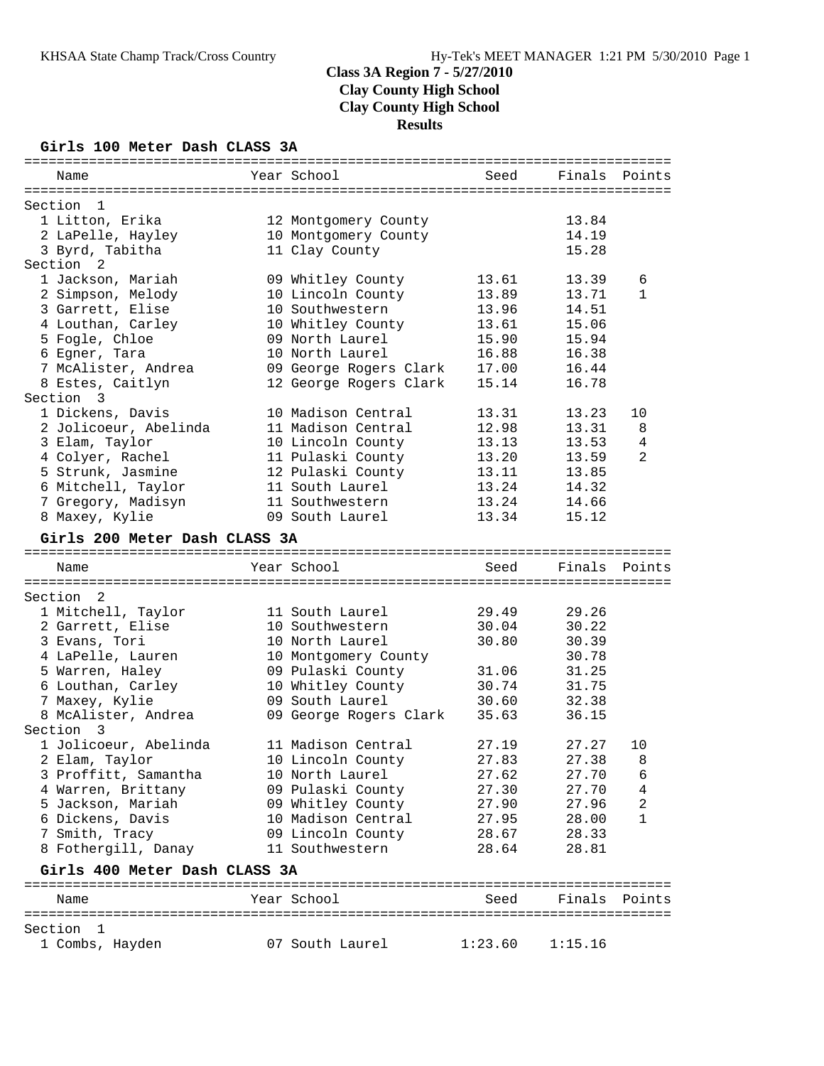# Class 3A Region 7 - 5/27/2010
## Clay County High School
## Clay County High School
## Results

### Girls 100 Meter Dash CLASS 3A

| Name | Year | School | Seed | Finals | Points |
|---|---|---|---|---|---|
| **Section 1** | | | | | |
| 1 Litton, Erika | 12 | Montgomery County | | 13.84 | |
| 2 LaPelle, Hayley | 10 | Montgomery County | | 14.19 | |
| 3 Byrd, Tabitha | 11 | Clay County | | 15.28 | |
| **Section 2** | | | | | |
| 1 Jackson, Mariah | 09 | Whitley County | 13.61 | 13.39 | 6 |
| 2 Simpson, Melody | 10 | Lincoln County | 13.89 | 13.71 | 1 |
| 3 Garrett, Elise | 10 | Southwestern | 13.96 | 14.51 | |
| 4 Louthan, Carley | 10 | Whitley County | 13.61 | 15.06 | |
| 5 Fogle, Chloe | 09 | North Laurel | 15.90 | 15.94 | |
| 6 Egner, Tara | 10 | North Laurel | 16.88 | 16.38 | |
| 7 McAlister, Andrea | 09 | George Rogers Clark | 17.00 | 16.44 | |
| 8 Estes, Caitlyn | 12 | George Rogers Clark | 15.14 | 16.78 | |
| **Section 3** | | | | | |
| 1 Dickens, Davis | 10 | Madison Central | 13.31 | 13.23 | 10 |
| 2 Jolicoeur, Abelinda | 11 | Madison Central | 12.98 | 13.31 | 8 |
| 3 Elam, Taylor | 10 | Lincoln County | 13.13 | 13.53 | 4 |
| 4 Colyer, Rachel | 11 | Pulaski County | 13.20 | 13.59 | 2 |
| 5 Strunk, Jasmine | 12 | Pulaski County | 13.11 | 13.85 | |
| 6 Mitchell, Taylor | 11 | South Laurel | 13.24 | 14.32 | |
| 7 Gregory, Madisyn | 11 | Southwestern | 13.24 | 14.66 | |
| 8 Maxey, Kylie | 09 | South Laurel | 13.34 | 15.12 | |

### Girls 200 Meter Dash CLASS 3A

| Name | Year | School | Seed | Finals | Points |
|---|---|---|---|---|---|
| **Section 2** | | | | | |
| 1 Mitchell, Taylor | 11 | South Laurel | 29.49 | 29.26 | |
| 2 Garrett, Elise | 10 | Southwestern | 30.04 | 30.22 | |
| 3 Evans, Tori | 10 | North Laurel | 30.80 | 30.39 | |
| 4 LaPelle, Lauren | 10 | Montgomery County | | 30.78 | |
| 5 Warren, Haley | 09 | Pulaski County | 31.06 | 31.25 | |
| 6 Louthan, Carley | 10 | Whitley County | 30.74 | 31.75 | |
| 7 Maxey, Kylie | 09 | South Laurel | 30.60 | 32.38 | |
| 8 McAlister, Andrea | 09 | George Rogers Clark | 35.63 | 36.15 | |
| **Section 3** | | | | | |
| 1 Jolicoeur, Abelinda | 11 | Madison Central | 27.19 | 27.27 | 10 |
| 2 Elam, Taylor | 10 | Lincoln County | 27.83 | 27.38 | 8 |
| 3 Proffitt, Samantha | 10 | North Laurel | 27.62 | 27.70 | 6 |
| 4 Warren, Brittany | 09 | Pulaski County | 27.30 | 27.70 | 4 |
| 5 Jackson, Mariah | 09 | Whitley County | 27.90 | 27.96 | 2 |
| 6 Dickens, Davis | 10 | Madison Central | 27.95 | 28.00 | 1 |
| 7 Smith, Tracy | 09 | Lincoln County | 28.67 | 28.33 | |
| 8 Fothergill, Danay | 11 | Southwestern | 28.64 | 28.81 | |

### Girls 400 Meter Dash CLASS 3A

| Name | Year | School | Seed | Finals | Points |
|---|---|---|---|---|---|
| **Section 1** | | | | | |
| 1 Combs, Hayden | 07 | South Laurel | 1:23.60 | 1:15.16 | |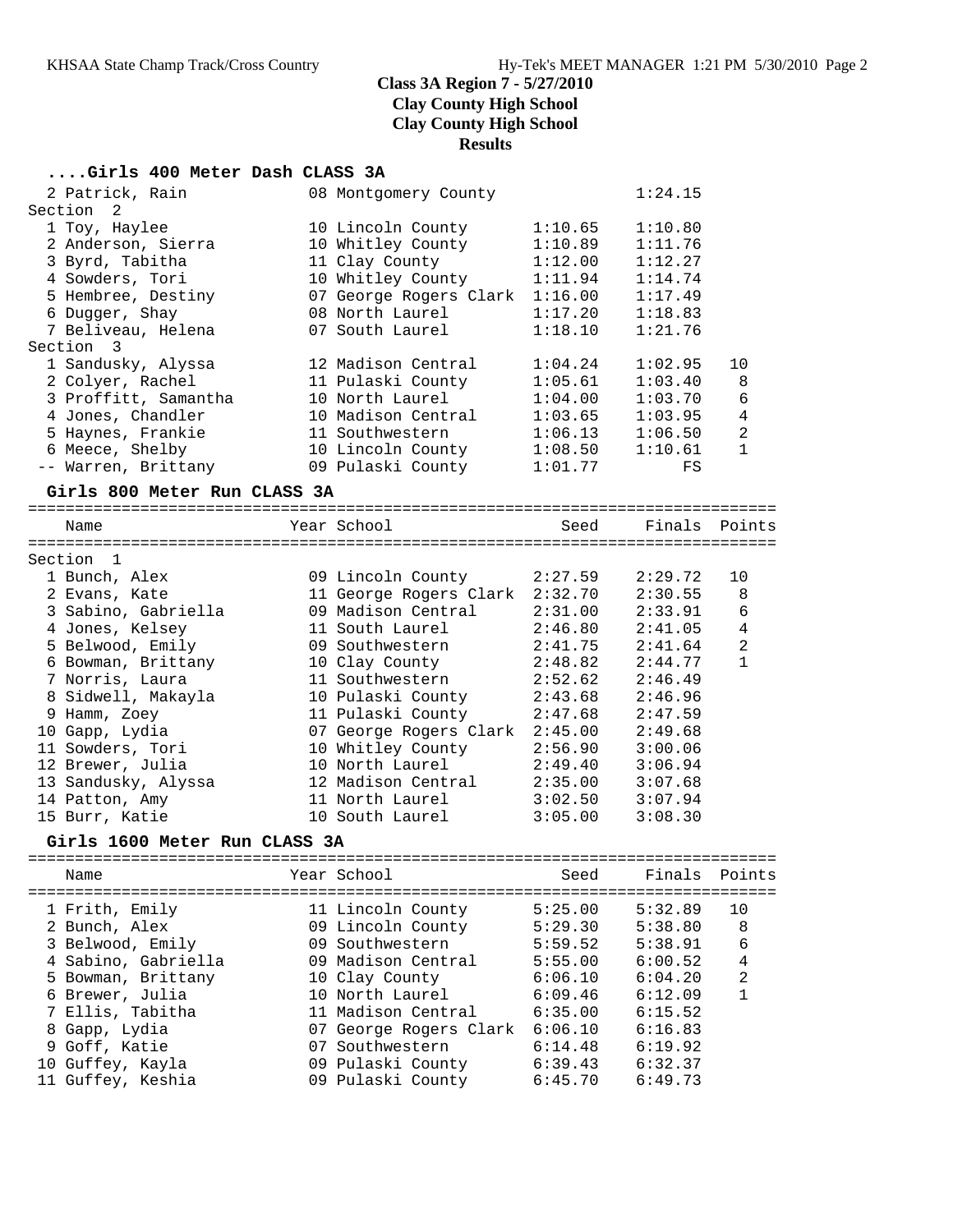# Class 3A Region 7 - 5/27/2010
## Clay County High School
## Clay County High School
## Results

### ....Girls 400 Meter Dash CLASS 3A

| | Name | Year | School | Seed | Finals | Points |
|---|---|---|---|---|---|---|
| 2 | Patrick, Rain | 08 | Montgomery County | | 1:24.15 | |
| **Section 2** | | | | | | |
| 1 | Toy, Haylee | 10 | Lincoln County | 1:10.65 | 1:10.80 | |
| 2 | Anderson, Sierra | 10 | Whitley County | 1:10.89 | 1:11.76 | |
| 3 | Byrd, Tabitha | 11 | Clay County | 1:12.00 | 1:12.27 | |
| 4 | Sowders, Tori | 10 | Whitley County | 1:11.94 | 1:14.74 | |
| 5 | Hembree, Destiny | 07 | George Rogers Clark | 1:16.00 | 1:17.49 | |
| 6 | Dugger, Shay | 08 | North Laurel | 1:17.20 | 1:18.83 | |
| 7 | Beliveau, Helena | 07 | South Laurel | 1:18.10 | 1:21.76 | |
| **Section 3** | | | | | | |
| 1 | Sandusky, Alyssa | 12 | Madison Central | 1:04.24 | 1:02.95 | 10 |
| 2 | Colyer, Rachel | 11 | Pulaski County | 1:05.61 | 1:03.40 | 8 |
| 3 | Proffitt, Samantha | 10 | North Laurel | 1:04.00 | 1:03.70 | 6 |
| 4 | Jones, Chandler | 10 | Madison Central | 1:03.65 | 1:03.95 | 4 |
| 5 | Haynes, Frankie | 11 | Southwestern | 1:06.13 | 1:06.50 | 2 |
| 6 | Meece, Shelby | 10 | Lincoln County | 1:08.50 | 1:10.61 | 1 |
| -- | Warren, Brittany | 09 | Pulaski County | 1:01.77 | FS | |

### Girls 800 Meter Run CLASS 3A

| | Name | Year | School | Seed | Finals | Points |
|---|---|---|---|---|---|---|
| **Section 1** | | | | | | |
| 1 | Bunch, Alex | 09 | Lincoln County | 2:27.59 | 2:29.72 | 10 |
| 2 | Evans, Kate | 11 | George Rogers Clark | 2:32.70 | 2:30.55 | 8 |
| 3 | Sabino, Gabriella | 09 | Madison Central | 2:31.00 | 2:33.91 | 6 |
| 4 | Jones, Kelsey | 11 | South Laurel | 2:46.80 | 2:41.05 | 4 |
| 5 | Belwood, Emily | 09 | Southwestern | 2:41.75 | 2:41.64 | 2 |
| 6 | Bowman, Brittany | 10 | Clay County | 2:48.82 | 2:44.77 | 1 |
| 7 | Norris, Laura | 11 | Southwestern | 2:52.62 | 2:46.49 | |
| 8 | Sidwell, Makayla | 10 | Pulaski County | 2:43.68 | 2:46.96 | |
| 9 | Hamm, Zoey | 11 | Pulaski County | 2:47.68 | 2:47.59 | |
| 10 | Gapp, Lydia | 07 | George Rogers Clark | 2:45.00 | 2:49.68 | |
| 11 | Sowders, Tori | 10 | Whitley County | 2:56.90 | 3:00.06 | |
| 12 | Brewer, Julia | 10 | North Laurel | 2:49.40 | 3:06.94 | |
| 13 | Sandusky, Alyssa | 12 | Madison Central | 2:35.00 | 3:07.68 | |
| 14 | Patton, Amy | 11 | North Laurel | 3:02.50 | 3:07.94 | |
| 15 | Burr, Katie | 10 | South Laurel | 3:05.00 | 3:08.30 | |

### Girls 1600 Meter Run CLASS 3A

| | Name | Year | School | Seed | Finals | Points |
|---|---|---|---|---|---|---|
| 1 | Frith, Emily | 11 | Lincoln County | 5:25.00 | 5:32.89 | 10 |
| 2 | Bunch, Alex | 09 | Lincoln County | 5:29.30 | 5:38.80 | 8 |
| 3 | Belwood, Emily | 09 | Southwestern | 5:59.52 | 5:38.91 | 6 |
| 4 | Sabino, Gabriella | 09 | Madison Central | 5:55.00 | 6:00.52 | 4 |
| 5 | Bowman, Brittany | 10 | Clay County | 6:06.10 | 6:04.20 | 2 |
| 6 | Brewer, Julia | 10 | North Laurel | 6:09.46 | 6:12.09 | 1 |
| 7 | Ellis, Tabitha | 11 | Madison Central | 6:35.00 | 6:15.52 | |
| 8 | Gapp, Lydia | 07 | George Rogers Clark | 6:06.10 | 6:16.83 | |
| 9 | Goff, Katie | 07 | Southwestern | 6:14.48 | 6:19.92 | |
| 10 | Guffey, Kayla | 09 | Pulaski County | 6:39.43 | 6:32.37 | |
| 11 | Guffey, Keshia | 09 | Pulaski County | 6:45.70 | 6:49.73 | |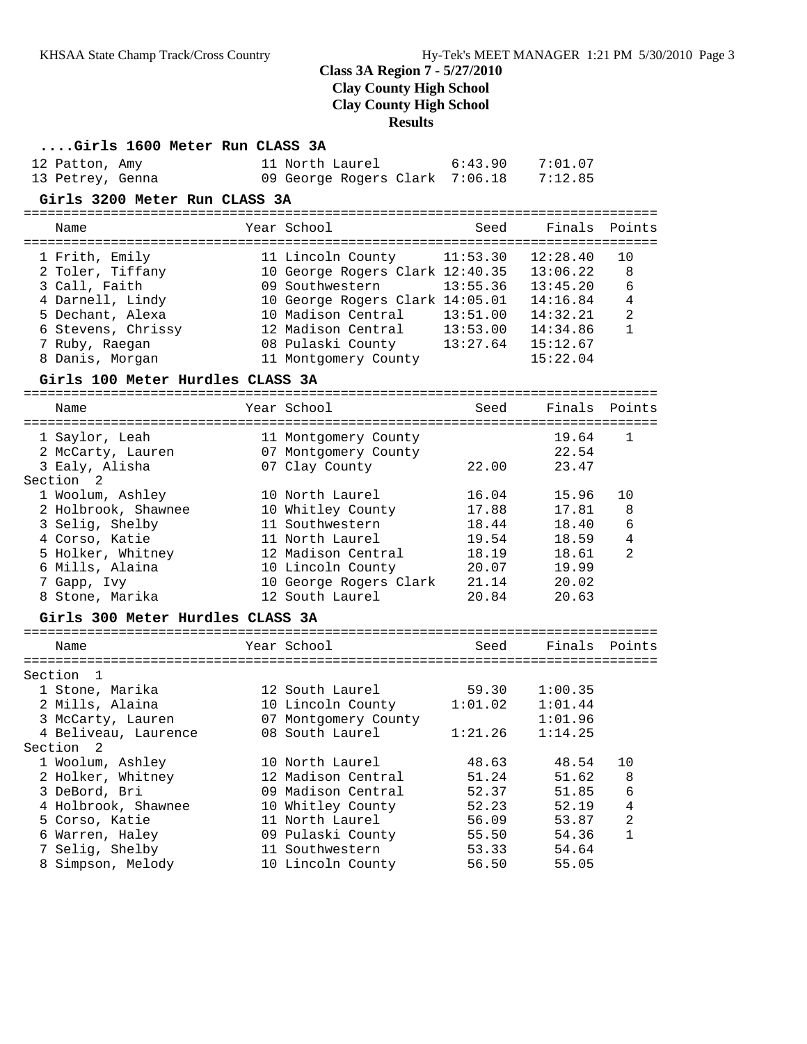## Class 3A Region 7 - 5/27/2010
## Clay County High School
## Clay County High School
## Results

### ....Girls 1600 Meter Run CLASS 3A

| Place | Name | Year | School | Seed | Finals | Points |
|---|---|---|---|---|---|---|
| 12 | Patton, Amy | 11 | North Laurel | 6:43.90 | 7:01.07 | |
| 13 | Petrey, Genna | 09 | George Rogers Clark | 7:06.18 | 7:12.85 | |

### Girls 3200 Meter Run CLASS 3A

| Place | Name | Year | School | Seed | Finals | Points |
|---|---|---|---|---|---|---|
| 1 | Frith, Emily | 11 | Lincoln County | 11:53.30 | 12:28.40 | 10 |
| 2 | Toler, Tiffany | 10 | George Rogers Clark | 12:40.35 | 13:06.22 | 8 |
| 3 | Call, Faith | 09 | Southwestern | 13:55.36 | 13:45.20 | 6 |
| 4 | Darnell, Lindy | 10 | George Rogers Clark | 14:05.01 | 14:16.84 | 4 |
| 5 | Dechant, Alexa | 10 | Madison Central | 13:51.00 | 14:32.21 | 2 |
| 6 | Stevens, Chrissy | 12 | Madison Central | 13:53.00 | 14:34.86 | 1 |
| 7 | Ruby, Raegan | 08 | Pulaski County | 13:27.64 | 15:12.67 | |
| 8 | Danis, Morgan | 11 | Montgomery County | | 15:22.04 | |

### Girls 100 Meter Hurdles CLASS 3A

| Place | Name | Year | School | Seed | Finals | Points |
|---|---|---|---|---|---|---|
| 1 | Saylor, Leah | 11 | Montgomery County | | 19.64 | 1 |
| 2 | McCarty, Lauren | 07 | Montgomery County | | 22.54 | |
| 3 | Ealy, Alisha | 07 | Clay County | 22.00 | 23.47 | |
| **Section 2** | | | | | | |
| 1 | Woolum, Ashley | 10 | North Laurel | 16.04 | 15.96 | 10 |
| 2 | Holbrook, Shawnee | 10 | Whitley County | 17.88 | 17.81 | 8 |
| 3 | Selig, Shelby | 11 | Southwestern | 18.44 | 18.40 | 6 |
| 4 | Corso, Katie | 11 | North Laurel | 19.54 | 18.59 | 4 |
| 5 | Holker, Whitney | 12 | Madison Central | 18.19 | 18.61 | 2 |
| 6 | Mills, Alaina | 10 | Lincoln County | 20.07 | 19.99 | |
| 7 | Gapp, Ivy | 10 | George Rogers Clark | 21.14 | 20.02 | |
| 8 | Stone, Marika | 12 | South Laurel | 20.84 | 20.63 | |

### Girls 300 Meter Hurdles CLASS 3A

| Place | Name | Year | School | Seed | Finals | Points |
|---|---|---|---|---|---|---|
| **Section 1** | | | | | | |
| 1 | Stone, Marika | 12 | South Laurel | 59.30 | 1:00.35 | |
| 2 | Mills, Alaina | 10 | Lincoln County | 1:01.02 | 1:01.44 | |
| 3 | McCarty, Lauren | 07 | Montgomery County | | 1:01.96 | |
| 4 | Beliveau, Laurence | 08 | South Laurel | 1:21.26 | 1:14.25 | |
| **Section 2** | | | | | | |
| 1 | Woolum, Ashley | 10 | North Laurel | 48.63 | 48.54 | 10 |
| 2 | Holker, Whitney | 12 | Madison Central | 51.24 | 51.62 | 8 |
| 3 | DeBord, Bri | 09 | Madison Central | 52.37 | 51.85 | 6 |
| 4 | Holbrook, Shawnee | 10 | Whitley County | 52.23 | 52.19 | 4 |
| 5 | Corso, Katie | 11 | North Laurel | 56.09 | 53.87 | 2 |
| 6 | Warren, Haley | 09 | Pulaski County | 55.50 | 54.36 | 1 |
| 7 | Selig, Shelby | 11 | Southwestern | 53.33 | 54.64 | |
| 8 | Simpson, Melody | 10 | Lincoln County | 56.50 | 55.05 | |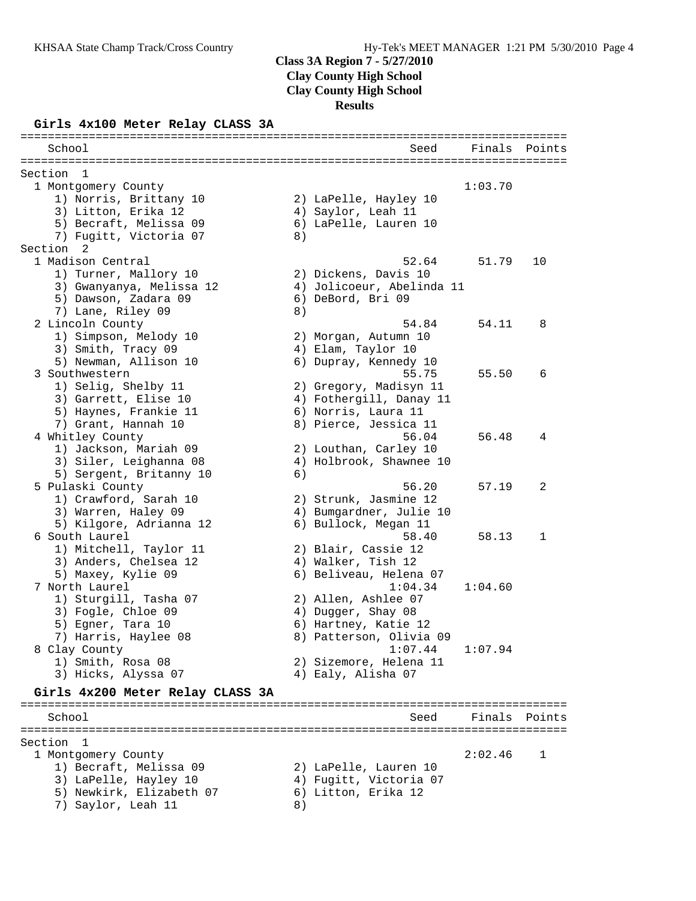## Class 3A Region 7 - 5/27/2010
## Clay County High School
## Clay County High School
## Results

### Girls 4x100 Meter Relay CLASS 3A

```
================================================================================
   School                                               Seed     Finals  Points
================================================================================
Section  1
  1 Montgomery County                                          1:03.70
     1) Norris, Brittany 10             2) LaPelle, Hayley 10
     3) Litton, Erika 12                4) Saylor, Leah 11
     5) Becraft, Melissa 09             6) LaPelle, Lauren 10
     7) Fugitt, Victoria 07             8)
Section  2
  1 Madison Central                                     52.64      51.79   10
     1) Turner, Mallory 10              2) Dickens, Davis 10
     3) Gwanyanya, Melissa 12           4) Jolicoeur, Abelinda 11
     5) Dawson, Zadara 09               6) DeBord, Bri 09
     7) Lane, Riley 09                  8)
  2 Lincoln County                                      54.84      54.11    8
     1) Simpson, Melody 10              2) Morgan, Autumn 10
     3) Smith, Tracy 09                 4) Elam, Taylor 10
     5) Newman, Allison 10              6) Dupray, Kennedy 10
  3 Southwestern                                        55.75      55.50    6
     1) Selig, Shelby 11                2) Gregory, Madisyn 11
     3) Garrett, Elise 10               4) Fothergill, Danay 11
     5) Haynes, Frankie 11              6) Norris, Laura 11
     7) Grant, Hannah 10                8) Pierce, Jessica 11
  4 Whitley County                                      56.04      56.48    4
     1) Jackson, Mariah 09              2) Louthan, Carley 10
     3) Siler, Leighanna 08             4) Holbrook, Shawnee 10
     5) Sergent, Britanny 10            6)
  5 Pulaski County                                      56.20      57.19    2
     1) Crawford, Sarah 10              2) Strunk, Jasmine 12
     3) Warren, Haley 09                4) Bumgardner, Julie 10
     5) Kilgore, Adrianna 12            6) Bullock, Megan 11
  6 South Laurel                                        58.40      58.13    1
     1) Mitchell, Taylor 11             2) Blair, Cassie 12
     3) Anders, Chelsea 12              4) Walker, Tish 12
     5) Maxey, Kylie 09                 6) Beliveau, Helena 07
  7 North Laurel                                      1:04.34    1:04.60
     1) Sturgill, Tasha 07              2) Allen, Ashlee 07
     3) Fogle, Chloe 09                 4) Dugger, Shay 08
     5) Egner, Tara 10                  6) Hartney, Katie 12
     7) Harris, Haylee 08               8) Patterson, Olivia 09
  8 Clay County                                       1:07.44    1:07.94
     1) Smith, Rosa 08                  2) Sizemore, Helena 11
     3) Hicks, Alyssa 07                4) Ealy, Alisha 07
```

### Girls 4x200 Meter Relay CLASS 3A

```
================================================================================
   School                                               Seed     Finals  Points
================================================================================
Section  1
  1 Montgomery County                                          2:02.46    1
     1) Becraft, Melissa 09             2) LaPelle, Lauren 10
     3) LaPelle, Hayley 10              4) Fugitt, Victoria 07
     5) Newkirk, Elizabeth 07           6) Litton, Erika 12
     7) Saylor, Leah 11                 8)
```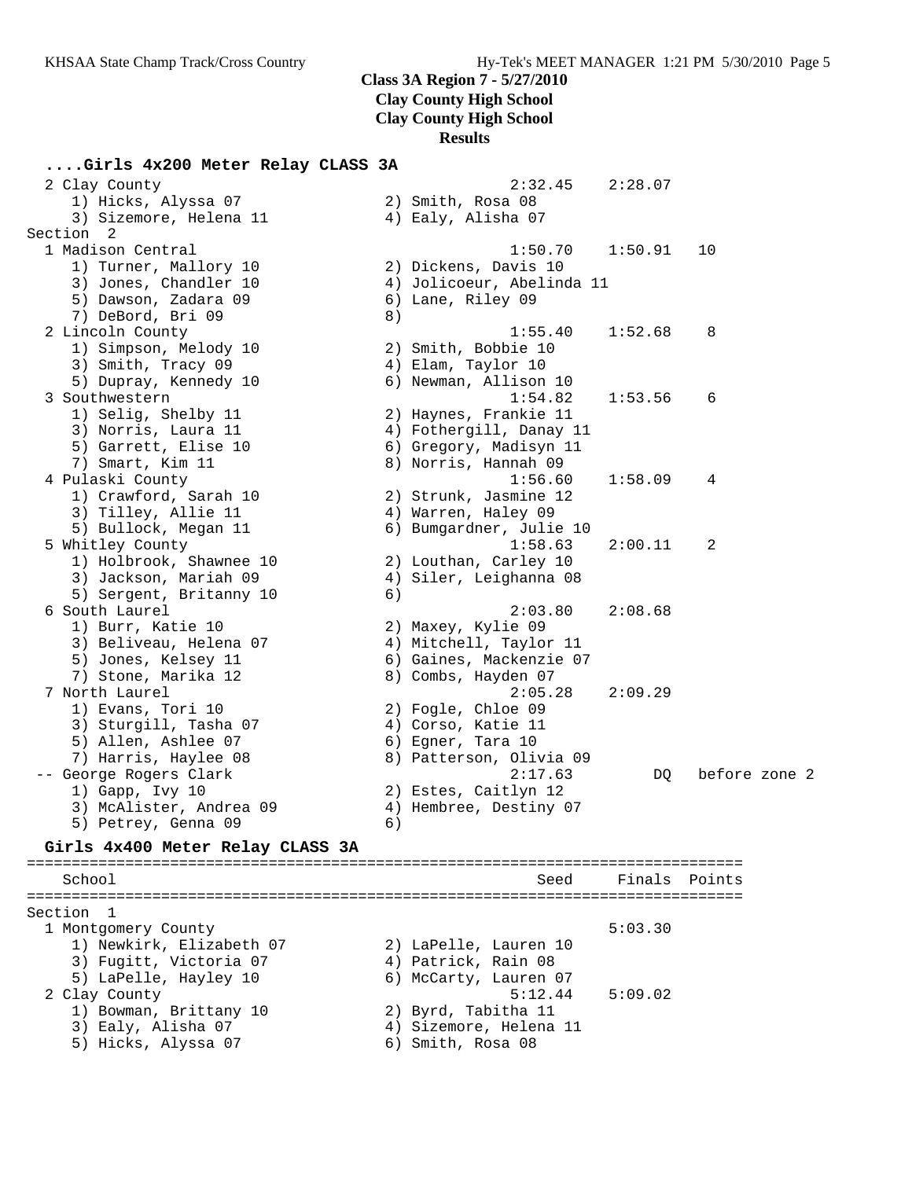**Class 3A Region 7 - 5/27/2010**
**Clay County High School**
**Clay County High School**
**Results**

### ....Girls 4x200 Meter Relay CLASS 3A

```
  2 Clay County                                       2:32.45    2:28.07
     1) Hicks, Alyssa 07               2) Smith, Rosa 08
     3) Sizemore, Helena 11            4) Ealy, Alisha 07
Section  2
  1 Madison Central                                   1:50.70    1:50.91   10
     1) Turner, Mallory 10             2) Dickens, Davis 10
     3) Jones, Chandler 10             4) Jolicoeur, Abelinda 11
     5) Dawson, Zadara 09              6) Lane, Riley 09
     7) DeBord, Bri 09                 8)
  2 Lincoln County                                    1:55.40    1:52.68    8
     1) Simpson, Melody 10             2) Smith, Bobbie 10
     3) Smith, Tracy 09                4) Elam, Taylor 10
     5) Dupray, Kennedy 10             6) Newman, Allison 10
  3 Southwestern                                      1:54.82    1:53.56    6
     1) Selig, Shelby 11               2) Haynes, Frankie 11
     3) Norris, Laura 11               4) Fothergill, Danay 11
     5) Garrett, Elise 10              6) Gregory, Madisyn 11
     7) Smart, Kim 11                  8) Norris, Hannah 09
  4 Pulaski County                                    1:56.60    1:58.09    4
     1) Crawford, Sarah 10             2) Strunk, Jasmine 12
     3) Tilley, Allie 11               4) Warren, Haley 09
     5) Bullock, Megan 11              6) Bumgardner, Julie 10
  5 Whitley County                                    1:58.63    2:00.11    2
     1) Holbrook, Shawnee 10           2) Louthan, Carley 10
     3) Jackson, Mariah 09             4) Siler, Leighanna 08
     5) Sergent, Britanny 10           6)
  6 South Laurel                                      2:03.80    2:08.68
     1) Burr, Katie 10                 2) Maxey, Kylie 09
     3) Beliveau, Helena 07            4) Mitchell, Taylor 11
     5) Jones, Kelsey 11               6) Gaines, Mackenzie 07
     7) Stone, Marika 12               8) Combs, Hayden 07
  7 North Laurel                                      2:05.28    2:09.29
     1) Evans, Tori 10                 2) Fogle, Chloe 09
     3) Sturgill, Tasha 07             4) Corso, Katie 11
     5) Allen, Ashlee 07               6) Egner, Tara 10
     7) Harris, Haylee 08              8) Patterson, Olivia 09
 -- George Rogers Clark                               2:17.63         DQ   before zone 2
     1) Gapp, Ivy 10                   2) Estes, Caitlyn 12
     3) McAlister, Andrea 09           4) Hembree, Destiny 07
     5) Petrey, Genna 09               6)
```

### Girls 4x400 Meter Relay CLASS 3A

```
===============================================================================
    School                                             Seed     Finals  Points
===============================================================================
Section  1
  1 Montgomery County                                            5:03.30
     1) Newkirk, Elizabeth 07          2) LaPelle, Lauren 10
     3) Fugitt, Victoria 07            4) Patrick, Rain 08
     5) LaPelle, Hayley 10             6) McCarty, Lauren 07
  2 Clay County                                       5:12.44    5:09.02
     1) Bowman, Brittany 10            2) Byrd, Tabitha 11
     3) Ealy, Alisha 07                4) Sizemore, Helena 11
     5) Hicks, Alyssa 07               6) Smith, Rosa 08
```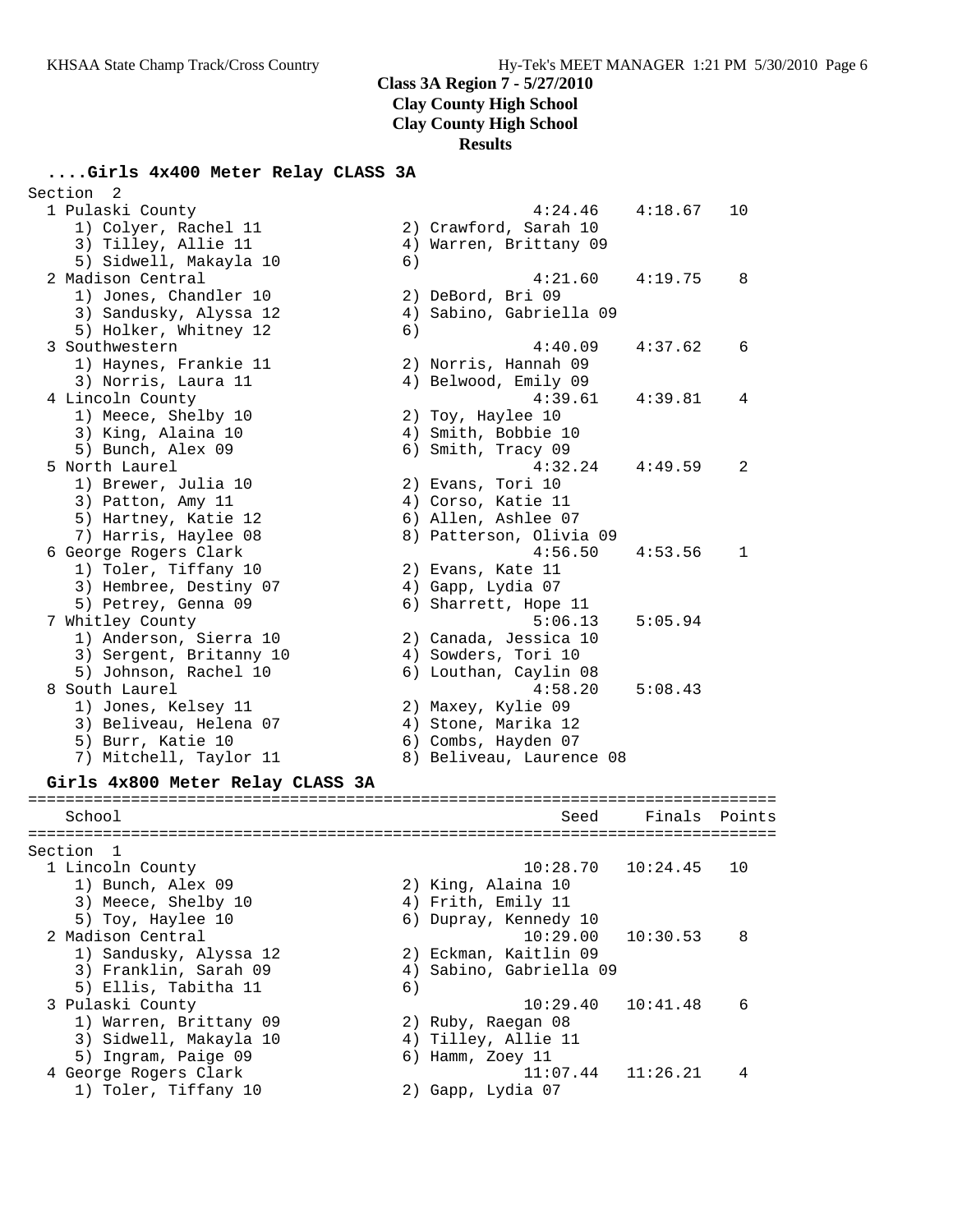## Class 3A Region 7 - 5/27/2010
## Clay County High School
## Clay County High School
## Results

### ....Girls 4x400 Meter Relay CLASS 3A

Section 2

| Place | School | Seed | Finals | Points |
|---|---|---|---|---|
| 1 | Pulaski County | 4:24.46 | 4:18.67 | 10 |
| | 1) Colyer, Rachel 11; 2) Crawford, Sarah 10; 3) Tilley, Allie 11; 4) Warren, Brittany 09; 5) Sidwell, Makayla 10; 6) | | | |
| 2 | Madison Central | 4:21.60 | 4:19.75 | 8 |
| | 1) Jones, Chandler 10; 2) DeBord, Bri 09; 3) Sandusky, Alyssa 12; 4) Sabino, Gabriella 09; 5) Holker, Whitney 12; 6) | | | |
| 3 | Southwestern | 4:40.09 | 4:37.62 | 6 |
| | 1) Haynes, Frankie 11; 2) Norris, Hannah 09; 3) Norris, Laura 11; 4) Belwood, Emily 09 | | | |
| 4 | Lincoln County | 4:39.61 | 4:39.81 | 4 |
| | 1) Meece, Shelby 10; 2) Toy, Haylee 10; 3) King, Alaina 10; 4) Smith, Bobbie 10; 5) Bunch, Alex 09; 6) Smith, Tracy 09 | | | |
| 5 | North Laurel | 4:32.24 | 4:49.59 | 2 |
| | 1) Brewer, Julia 10; 2) Evans, Tori 10; 3) Patton, Amy 11; 4) Corso, Katie 11; 5) Hartney, Katie 12; 6) Allen, Ashlee 07; 7) Harris, Haylee 08; 8) Patterson, Olivia 09 | | | |
| 6 | George Rogers Clark | 4:56.50 | 4:53.56 | 1 |
| | 1) Toler, Tiffany 10; 2) Evans, Kate 11; 3) Hembree, Destiny 07; 4) Gapp, Lydia 07; 5) Petrey, Genna 09; 6) Sharrett, Hope 11 | | | |
| 7 | Whitley County | 5:06.13 | 5:05.94 | |
| | 1) Anderson, Sierra 10; 2) Canada, Jessica 10; 3) Sergent, Britanny 10; 4) Sowders, Tori 10; 5) Johnson, Rachel 10; 6) Louthan, Caylin 08 | | | |
| 8 | South Laurel | 4:58.20 | 5:08.43 | |
| | 1) Jones, Kelsey 11; 2) Maxey, Kylie 09; 3) Beliveau, Helena 07; 4) Stone, Marika 12; 5) Burr, Katie 10; 6) Combs, Hayden 07; 7) Mitchell, Taylor 11; 8) Beliveau, Laurence 08 | | | |

### Girls 4x800 Meter Relay CLASS 3A

Section 1

| Place | School | Seed | Finals | Points |
|---|---|---|---|---|
| 1 | Lincoln County | 10:28.70 | 10:24.45 | 10 |
| | 1) Bunch, Alex 09; 2) King, Alaina 10; 3) Meece, Shelby 10; 4) Frith, Emily 11; 5) Toy, Haylee 10; 6) Dupray, Kennedy 10 | | | |
| 2 | Madison Central | 10:29.00 | 10:30.53 | 8 |
| | 1) Sandusky, Alyssa 12; 2) Eckman, Kaitlin 09; 3) Franklin, Sarah 09; 4) Sabino, Gabriella 09; 5) Ellis, Tabitha 11; 6) | | | |
| 3 | Pulaski County | 10:29.40 | 10:41.48 | 6 |
| | 1) Warren, Brittany 09; 2) Ruby, Raegan 08; 3) Sidwell, Makayla 10; 4) Tilley, Allie 11; 5) Ingram, Paige 09; 6) Hamm, Zoey 11 | | | |
| 4 | George Rogers Clark | 11:07.44 | 11:26.21 | 4 |
| | 1) Toler, Tiffany 10; 2) Gapp, Lydia 07 | | | |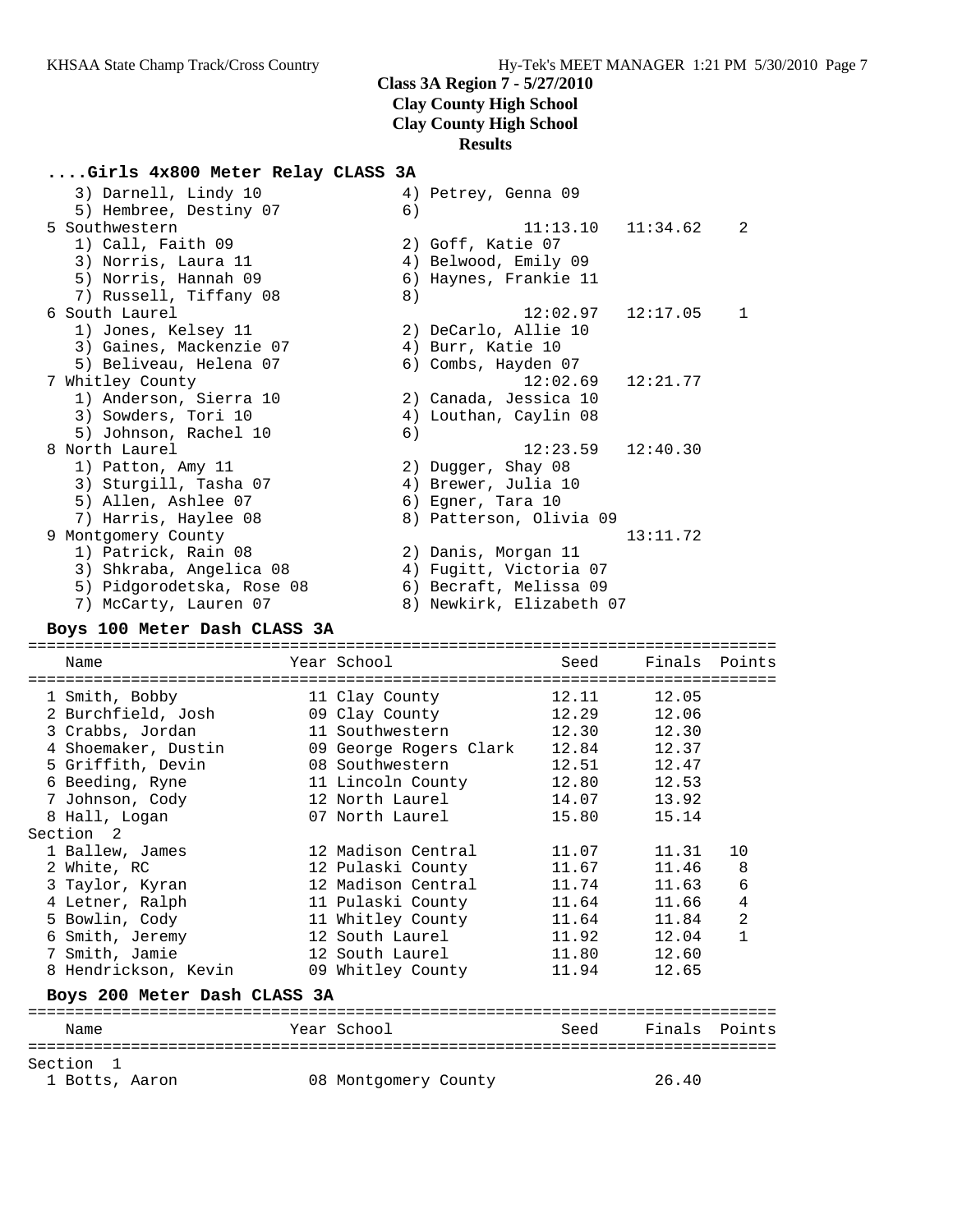## Class 3A Region 7 - 5/27/2010
## Clay County High School
## Clay County High School
## Results

### ....Girls 4x800 Meter Relay CLASS 3A

```
   3) Darnell, Lindy 10              4) Petrey, Genna 09
   5) Hembree, Destiny 07            6)
 5 Southwestern                              11:13.10   11:34.62    2
   1) Call, Faith 09                 2) Goff, Katie 07
   3) Norris, Laura 11               4) Belwood, Emily 09
   5) Norris, Hannah 09              6) Haynes, Frankie 11
   7) Russell, Tiffany 08            8)
 6 South Laurel                              12:02.97   12:17.05    1
   1) Jones, Kelsey 11               2) DeCarlo, Allie 10
   3) Gaines, Mackenzie 07           4) Burr, Katie 10
   5) Beliveau, Helena 07            6) Combs, Hayden 07
 7 Whitley County                            12:02.69   12:21.77
   1) Anderson, Sierra 10            2) Canada, Jessica 10
   3) Sowders, Tori 10               4) Louthan, Caylin 08
   5) Johnson, Rachel 10             6)
 8 North Laurel                              12:23.59   12:40.30
   1) Patton, Amy 11                 2) Dugger, Shay 08
   3) Sturgill, Tasha 07             4) Brewer, Julia 10
   5) Allen, Ashlee 07               6) Egner, Tara 10
   7) Harris, Haylee 08              8) Patterson, Olivia 09
 9 Montgomery County                                    13:11.72
   1) Patrick, Rain 08               2) Danis, Morgan 11
   3) Shkraba, Angelica 08           4) Fugitt, Victoria 07
   5) Pidgorodetska, Rose 08         6) Becraft, Melissa 09
   7) McCarty, Lauren 07             8) Newkirk, Elizabeth 07
```

### Boys 100 Meter Dash CLASS 3A

| | Name | Year | School | Seed | Finals | Points |
|---|---|---|---|---|---|---|
| 1 | Smith, Bobby | 11 | Clay County | 12.11 | 12.05 | |
| 2 | Burchfield, Josh | 09 | Clay County | 12.29 | 12.06 | |
| 3 | Crabbs, Jordan | 11 | Southwestern | 12.30 | 12.30 | |
| 4 | Shoemaker, Dustin | 09 | George Rogers Clark | 12.84 | 12.37 | |
| 5 | Griffith, Devin | 08 | Southwestern | 12.51 | 12.47 | |
| 6 | Beeding, Ryne | 11 | Lincoln County | 12.80 | 12.53 | |
| 7 | Johnson, Cody | 12 | North Laurel | 14.07 | 13.92 | |
| 8 | Hall, Logan | 07 | North Laurel | 15.80 | 15.14 | |
| **Section 2** | | | | | | |
| 1 | Ballew, James | 12 | Madison Central | 11.07 | 11.31 | 10 |
| 2 | White, RC | 12 | Pulaski County | 11.67 | 11.46 | 8 |
| 3 | Taylor, Kyran | 12 | Madison Central | 11.74 | 11.63 | 6 |
| 4 | Letner, Ralph | 11 | Pulaski County | 11.64 | 11.66 | 4 |
| 5 | Bowlin, Cody | 11 | Whitley County | 11.64 | 11.84 | 2 |
| 6 | Smith, Jeremy | 12 | South Laurel | 11.92 | 12.04 | 1 |
| 7 | Smith, Jamie | 12 | South Laurel | 11.80 | 12.60 | |
| 8 | Hendrickson, Kevin | 09 | Whitley County | 11.94 | 12.65 | |

### Boys 200 Meter Dash CLASS 3A

| | Name | Year | School | Seed | Finals | Points |
|---|---|---|---|---|---|---|
| **Section 1** | | | | | | |
| 1 | Botts, Aaron | 08 | Montgomery County | | 26.40 | |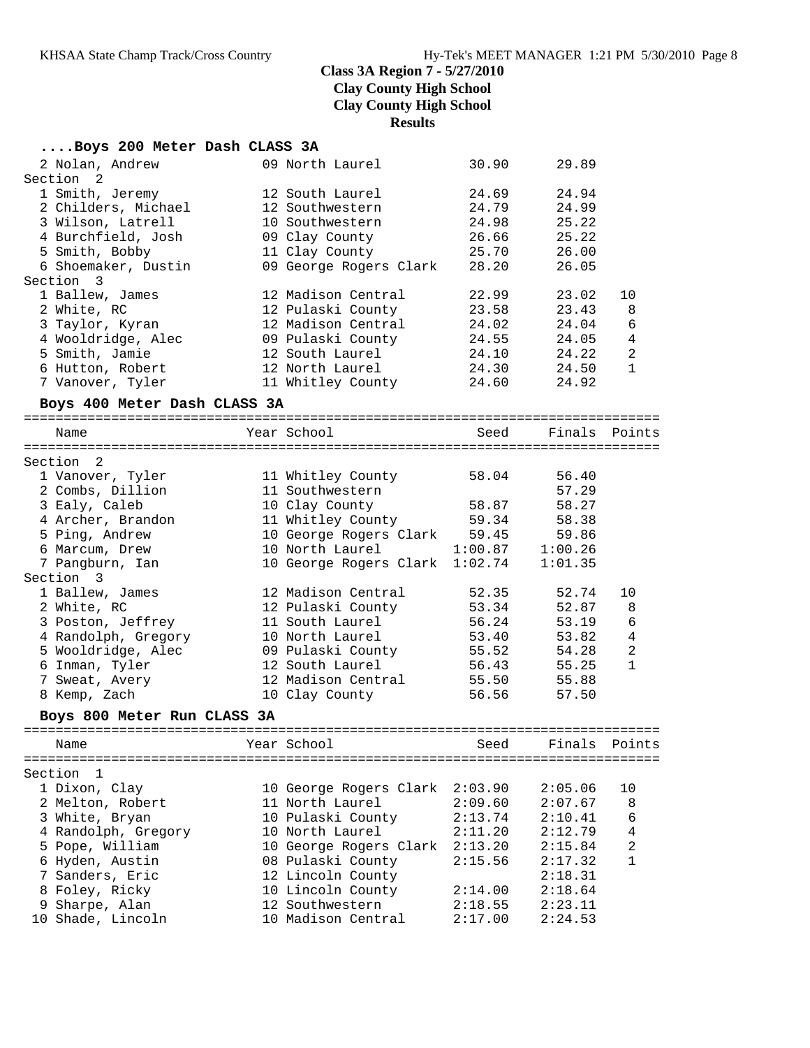## Class 3A Region 7 - 5/27/2010
## Clay County High School
## Clay County High School
## Results

### ....Boys 200 Meter Dash CLASS 3A

| Name | Year | School | Seed | Finals | Points |
|---|---|---|---|---|---|
| 2 Nolan, Andrew | 09 | North Laurel | 30.90 | 29.89 | |
| **Section 2** | | | | | |
| 1 Smith, Jeremy | 12 | South Laurel | 24.69 | 24.94 | |
| 2 Childers, Michael | 12 | Southwestern | 24.79 | 24.99 | |
| 3 Wilson, Latrell | 10 | Southwestern | 24.98 | 25.22 | |
| 4 Burchfield, Josh | 09 | Clay County | 26.66 | 25.22 | |
| 5 Smith, Bobby | 11 | Clay County | 25.70 | 26.00 | |
| 6 Shoemaker, Dustin | 09 | George Rogers Clark | 28.20 | 26.05 | |
| **Section 3** | | | | | |
| 1 Ballew, James | 12 | Madison Central | 22.99 | 23.02 | 10 |
| 2 White, RC | 12 | Pulaski County | 23.58 | 23.43 | 8 |
| 3 Taylor, Kyran | 12 | Madison Central | 24.02 | 24.04 | 6 |
| 4 Wooldridge, Alec | 09 | Pulaski County | 24.55 | 24.05 | 4 |
| 5 Smith, Jamie | 12 | South Laurel | 24.10 | 24.22 | 2 |
| 6 Hutton, Robert | 12 | North Laurel | 24.30 | 24.50 | 1 |
| 7 Vanover, Tyler | 11 | Whitley County | 24.60 | 24.92 | |

### Boys 400 Meter Dash CLASS 3A

| Name | Year | School | Seed | Finals | Points |
|---|---|---|---|---|---|
| **Section 2** | | | | | |
| 1 Vanover, Tyler | 11 | Whitley County | 58.04 | 56.40 | |
| 2 Combs, Dillion | 11 | Southwestern | | 57.29 | |
| 3 Ealy, Caleb | 10 | Clay County | 58.87 | 58.27 | |
| 4 Archer, Brandon | 11 | Whitley County | 59.34 | 58.38 | |
| 5 Ping, Andrew | 10 | George Rogers Clark | 59.45 | 59.86 | |
| 6 Marcum, Drew | 10 | North Laurel | 1:00.87 | 1:00.26 | |
| 7 Pangburn, Ian | 10 | George Rogers Clark | 1:02.74 | 1:01.35 | |
| **Section 3** | | | | | |
| 1 Ballew, James | 12 | Madison Central | 52.35 | 52.74 | 10 |
| 2 White, RC | 12 | Pulaski County | 53.34 | 52.87 | 8 |
| 3 Poston, Jeffrey | 11 | South Laurel | 56.24 | 53.19 | 6 |
| 4 Randolph, Gregory | 10 | North Laurel | 53.40 | 53.82 | 4 |
| 5 Wooldridge, Alec | 09 | Pulaski County | 55.52 | 54.28 | 2 |
| 6 Inman, Tyler | 12 | South Laurel | 56.43 | 55.25 | 1 |
| 7 Sweat, Avery | 12 | Madison Central | 55.50 | 55.88 | |
| 8 Kemp, Zach | 10 | Clay County | 56.56 | 57.50 | |

### Boys 800 Meter Run CLASS 3A

| Name | Year | School | Seed | Finals | Points |
|---|---|---|---|---|---|
| **Section 1** | | | | | |
| 1 Dixon, Clay | 10 | George Rogers Clark | 2:03.90 | 2:05.06 | 10 |
| 2 Melton, Robert | 11 | North Laurel | 2:09.60 | 2:07.67 | 8 |
| 3 White, Bryan | 10 | Pulaski County | 2:13.74 | 2:10.41 | 6 |
| 4 Randolph, Gregory | 10 | North Laurel | 2:11.20 | 2:12.79 | 4 |
| 5 Pope, William | 10 | George Rogers Clark | 2:13.20 | 2:15.84 | 2 |
| 6 Hyden, Austin | 08 | Pulaski County | 2:15.56 | 2:17.32 | 1 |
| 7 Sanders, Eric | 12 | Lincoln County | | 2:18.31 | |
| 8 Foley, Ricky | 10 | Lincoln County | 2:14.00 | 2:18.64 | |
| 9 Sharpe, Alan | 12 | Southwestern | 2:18.55 | 2:23.11 | |
| 10 Shade, Lincoln | 10 | Madison Central | 2:17.00 | 2:24.53 | |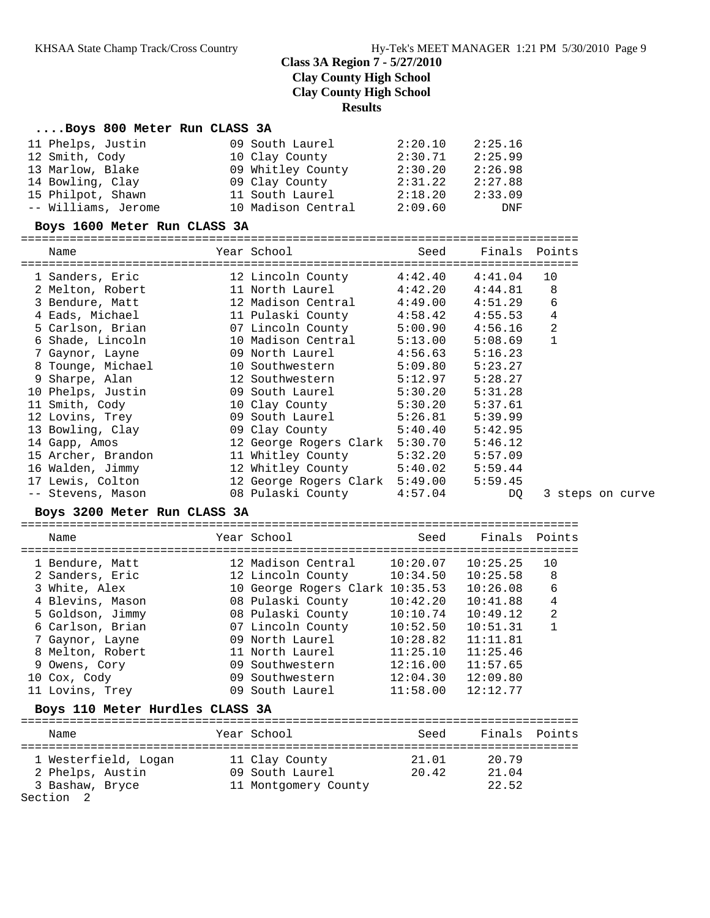# Class 3A Region 7 - 5/27/2010
## Clay County High School
## Clay County High School
## Results

### ....Boys 800 Meter Run CLASS 3A

| Place | Name | Year | School | Seed | Finals |
|---|---|---|---|---|---|
| 11 | Phelps, Justin | 09 | South Laurel | 2:20.10 | 2:25.16 |
| 12 | Smith, Cody | 10 | Clay County | 2:30.71 | 2:25.99 |
| 13 | Marlow, Blake | 09 | Whitley County | 2:30.20 | 2:26.98 |
| 14 | Bowling, Clay | 09 | Clay County | 2:31.22 | 2:27.88 |
| 15 | Philpot, Shawn | 11 | South Laurel | 2:18.20 | 2:33.09 |
| -- | Williams, Jerome | 10 | Madison Central | 2:09.60 | DNF |

### Boys 1600 Meter Run CLASS 3A

| Place | Name | Year | School | Seed | Finals | Points |
|---|---|---|---|---|---|---|
| 1 | Sanders, Eric | 12 | Lincoln County | 4:42.40 | 4:41.04 | 10 |
| 2 | Melton, Robert | 11 | North Laurel | 4:42.20 | 4:44.81 | 8 |
| 3 | Bendure, Matt | 12 | Madison Central | 4:49.00 | 4:51.29 | 6 |
| 4 | Eads, Michael | 11 | Pulaski County | 4:58.42 | 4:55.53 | 4 |
| 5 | Carlson, Brian | 07 | Lincoln County | 5:00.90 | 4:56.16 | 2 |
| 6 | Shade, Lincoln | 10 | Madison Central | 5:13.00 | 5:08.69 | 1 |
| 7 | Gaynor, Layne | 09 | North Laurel | 4:56.63 | 5:16.23 | |
| 8 | Tounge, Michael | 10 | Southwestern | 5:09.80 | 5:23.27 | |
| 9 | Sharpe, Alan | 12 | Southwestern | 5:12.97 | 5:28.27 | |
| 10 | Phelps, Justin | 09 | South Laurel | 5:30.20 | 5:31.28 | |
| 11 | Smith, Cody | 10 | Clay County | 5:30.20 | 5:37.61 | |
| 12 | Lovins, Trey | 09 | South Laurel | 5:26.81 | 5:39.99 | |
| 13 | Bowling, Clay | 09 | Clay County | 5:40.40 | 5:42.95 | |
| 14 | Gapp, Amos | 12 | George Rogers Clark | 5:30.70 | 5:46.12 | |
| 15 | Archer, Brandon | 11 | Whitley County | 5:32.20 | 5:57.09 | |
| 16 | Walden, Jimmy | 12 | Whitley County | 5:40.02 | 5:59.44 | |
| 17 | Lewis, Colton | 12 | George Rogers Clark | 5:49.00 | 5:59.45 | |
| -- | Stevens, Mason | 08 | Pulaski County | 4:57.04 | DQ | 3 steps on curve |

### Boys 3200 Meter Run CLASS 3A

| Place | Name | Year | School | Seed | Finals | Points |
|---|---|---|---|---|---|---|
| 1 | Bendure, Matt | 12 | Madison Central | 10:20.07 | 10:25.25 | 10 |
| 2 | Sanders, Eric | 12 | Lincoln County | 10:34.50 | 10:25.58 | 8 |
| 3 | White, Alex | 10 | George Rogers Clark | 10:35.53 | 10:26.08 | 6 |
| 4 | Blevins, Mason | 08 | Pulaski County | 10:42.20 | 10:41.88 | 4 |
| 5 | Goldson, Jimmy | 08 | Pulaski County | 10:10.74 | 10:49.12 | 2 |
| 6 | Carlson, Brian | 07 | Lincoln County | 10:52.50 | 10:51.31 | 1 |
| 7 | Gaynor, Layne | 09 | North Laurel | 10:28.82 | 11:11.81 | |
| 8 | Melton, Robert | 11 | North Laurel | 11:25.10 | 11:25.46 | |
| 9 | Owens, Cory | 09 | Southwestern | 12:16.00 | 11:57.65 | |
| 10 | Cox, Cody | 09 | Southwestern | 12:04.30 | 12:09.80 | |
| 11 | Lovins, Trey | 09 | South Laurel | 11:58.00 | 12:12.77 | |

### Boys 110 Meter Hurdles CLASS 3A

| Place | Name | Year | School | Seed | Finals | Points |
|---|---|---|---|---|---|---|
| 1 | Westerfield, Logan | 11 | Clay County | 21.01 | 20.79 | |
| 2 | Phelps, Austin | 09 | South Laurel | 20.42 | 21.04 | |
| 3 | Bashaw, Bryce | 11 | Montgomery County | | 22.52 | |

Section 2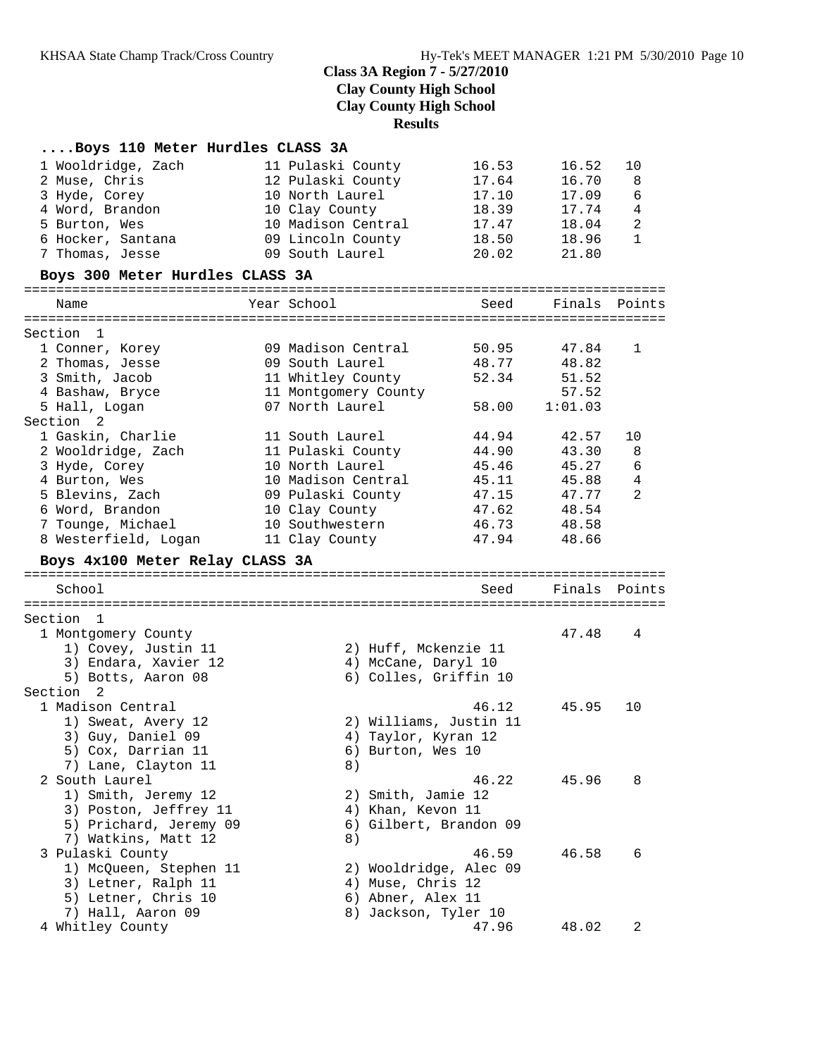## Class 3A Region 7 - 5/27/2010
## Clay County High School
## Clay County High School
## Results

### ....Boys 110 Meter Hurdles CLASS 3A

| Name | Year | School | Seed | Finals | Points |
|---|---|---|---|---|---|
| 1 Wooldridge, Zach | 11 | Pulaski County | 16.53 | 16.52 | 10 |
| 2 Muse, Chris | 12 | Pulaski County | 17.64 | 16.70 | 8 |
| 3 Hyde, Corey | 10 | North Laurel | 17.10 | 17.09 | 6 |
| 4 Word, Brandon | 10 | Clay County | 18.39 | 17.74 | 4 |
| 5 Burton, Wes | 10 | Madison Central | 17.47 | 18.04 | 2 |
| 6 Hocker, Santana | 09 | Lincoln County | 18.50 | 18.96 | 1 |
| 7 Thomas, Jesse | 09 | South Laurel | 20.02 | 21.80 | |

### Boys 300 Meter Hurdles CLASS 3A

| Name | Year | School | Seed | Finals | Points |
|---|---|---|---|---|---|
| **Section 1** | | | | | |
| 1 Conner, Korey | 09 | Madison Central | 50.95 | 47.84 | 1 |
| 2 Thomas, Jesse | 09 | South Laurel | 48.77 | 48.82 | |
| 3 Smith, Jacob | 11 | Whitley County | 52.34 | 51.52 | |
| 4 Bashaw, Bryce | 11 | Montgomery County | | 57.52 | |
| 5 Hall, Logan | 07 | North Laurel | 58.00 | 1:01.03 | |
| **Section 2** | | | | | |
| 1 Gaskin, Charlie | 11 | South Laurel | 44.94 | 42.57 | 10 |
| 2 Wooldridge, Zach | 11 | Pulaski County | 44.90 | 43.30 | 8 |
| 3 Hyde, Corey | 10 | North Laurel | 45.46 | 45.27 | 6 |
| 4 Burton, Wes | 10 | Madison Central | 45.11 | 45.88 | 4 |
| 5 Blevins, Zach | 09 | Pulaski County | 47.15 | 47.77 | 2 |
| 6 Word, Brandon | 10 | Clay County | 47.62 | 48.54 | |
| 7 Tounge, Michael | 10 | Southwestern | 46.73 | 48.58 | |
| 8 Westerfield, Logan | 11 | Clay County | 47.94 | 48.66 | |

### Boys 4x100 Meter Relay CLASS 3A

| School | Seed | Finals | Points |
|---|---|---|---|
| **Section 1** | | | |
| 1 Montgomery County | | 47.48 | 4 |
| 1) Covey, Justin 11; 2) Huff, Mckenzie 11; 3) Endara, Xavier 12; 4) McCane, Daryl 10; 5) Botts, Aaron 08; 6) Colles, Griffin 10 | | | |
| **Section 2** | | | |
| 1 Madison Central | 46.12 | 45.95 | 10 |
| 1) Sweat, Avery 12; 2) Williams, Justin 11; 3) Guy, Daniel 09; 4) Taylor, Kyran 12; 5) Cox, Darrian 11; 6) Burton, Wes 10; 7) Lane, Clayton 11; 8) | | | |
| 2 South Laurel | 46.22 | 45.96 | 8 |
| 1) Smith, Jeremy 12; 2) Smith, Jamie 12; 3) Poston, Jeffrey 11; 4) Khan, Kevon 11; 5) Prichard, Jeremy 09; 6) Gilbert, Brandon 09; 7) Watkins, Matt 12; 8) | | | |
| 3 Pulaski County | 46.59 | 46.58 | 6 |
| 1) McQueen, Stephen 11; 2) Wooldridge, Alec 09; 3) Letner, Ralph 11; 4) Muse, Chris 12; 5) Letner, Chris 10; 6) Abner, Alex 11; 7) Hall, Aaron 09; 8) Jackson, Tyler 10 | | | |
| 4 Whitley County | 47.96 | 48.02 | 2 |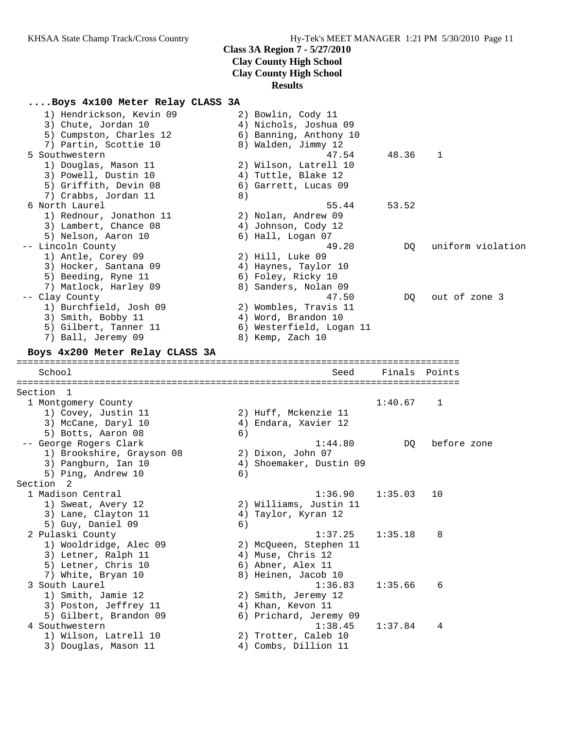**Class 3A Region 7 - 5/27/2010**
**Clay County High School**
**Clay County High School**
**Results**

### ....Boys 4x100 Meter Relay CLASS 3A

```
    1) Hendrickson, Kevin 09          2) Bowlin, Cody 11
    3) Chute, Jordan 10               4) Nichols, Joshua 09
    5) Cumpston, Charles 12           6) Banning, Anthony 10
    7) Partin, Scottie 10             8) Walden, Jimmy 12
  5 Southwestern                                 47.54      48.36    1
    1) Douglas, Mason 11              2) Wilson, Latrell 10
    3) Powell, Dustin 10              4) Tuttle, Blake 12
    5) Griffith, Devin 08             6) Garrett, Lucas 09
    7) Crabbs, Jordan 11              8)
  6 North Laurel                                 55.44      53.52
    1) Rednour, Jonathon 11           2) Nolan, Andrew 09
    3) Lambert, Chance 08             4) Johnson, Cody 12
    5) Nelson, Aaron 10               6) Hall, Logan 07
 -- Lincoln County                               49.20         DQ   uniform violation
    1) Antle, Corey 09                2) Hill, Luke 09
    3) Hocker, Santana 09             4) Haynes, Taylor 10
    5) Beeding, Ryne 11               6) Foley, Ricky 10
    7) Matlock, Harley 09             8) Sanders, Nolan 09
 -- Clay County                                  47.50         DQ   out of zone 3
    1) Burchfield, Josh 09            2) Wombles, Travis 11
    3) Smith, Bobby 11                4) Word, Brandon 10
    5) Gilbert, Tanner 11             6) Westerfield, Logan 11
    7) Ball, Jeremy 09                8) Kemp, Zach 10
```

### Boys 4x200 Meter Relay CLASS 3A

```
================================================================================
    School                                        Seed     Finals  Points
================================================================================
Section  1
  1 Montgomery County                                     1:40.67    1
    1) Covey, Justin 11               2) Huff, Mckenzie 11
    3) McCane, Daryl 10               4) Endara, Xavier 12
    5) Botts, Aaron 08                6)
 -- George Rogers Clark                        1:44.80         DQ   before zone
    1) Brookshire, Grayson 08         2) Dixon, John 07
    3) Pangburn, Ian 10               4) Shoemaker, Dustin 09
    5) Ping, Andrew 10                6)
Section  2
  1 Madison Central                            1:36.90    1:35.03   10
    1) Sweat, Avery 12                2) Williams, Justin 11
    3) Lane, Clayton 11               4) Taylor, Kyran 12
    5) Guy, Daniel 09                 6)
  2 Pulaski County                             1:37.25    1:35.18    8
    1) Wooldridge, Alec 09            2) McQueen, Stephen 11
    3) Letner, Ralph 11               4) Muse, Chris 12
    5) Letner, Chris 10               6) Abner, Alex 11
    7) White, Bryan 10                8) Heinen, Jacob 10
  3 South Laurel                               1:36.83    1:35.66    6
    1) Smith, Jamie 12                2) Smith, Jeremy 12
    3) Poston, Jeffrey 11             4) Khan, Kevon 11
    5) Gilbert, Brandon 09            6) Prichard, Jeremy 09
  4 Southwestern                               1:38.45    1:37.84    4
    1) Wilson, Latrell 10             2) Trotter, Caleb 10
    3) Douglas, Mason 11              4) Combs, Dillion 11
```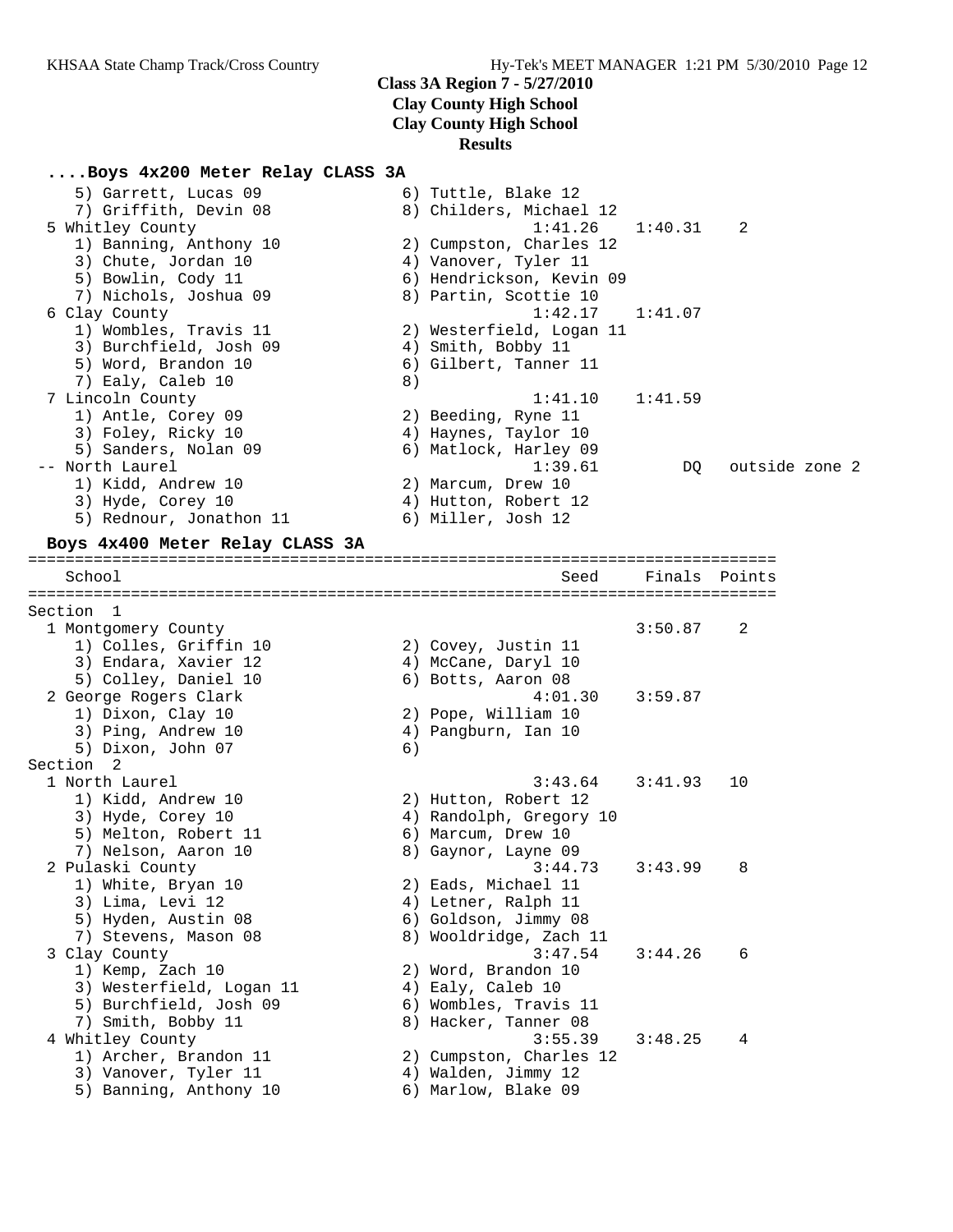**Class 3A Region 7 - 5/27/2010**
**Clay County High School**
**Clay County High School**
**Results**

### ....Boys 4x200 Meter Relay CLASS 3A

```
    5) Garrett, Lucas 09               6) Tuttle, Blake 12
    7) Griffith, Devin 08              8) Childers, Michael 12
  5 Whitley County                                1:41.26    1:40.31    2
    1) Banning, Anthony 10             2) Cumpston, Charles 12
    3) Chute, Jordan 10                4) Vanover, Tyler 11
    5) Bowlin, Cody 11                 6) Hendrickson, Kevin 09
    7) Nichols, Joshua 09              8) Partin, Scottie 10
  6 Clay County                                   1:42.17    1:41.07
    1) Wombles, Travis 11              2) Westerfield, Logan 11
    3) Burchfield, Josh 09             4) Smith, Bobby 11
    5) Word, Brandon 10                6) Gilbert, Tanner 11
    7) Ealy, Caleb 10                  8)
  7 Lincoln County                                1:41.10    1:41.59
    1) Antle, Corey 09                 2) Beeding, Ryne 11
    3) Foley, Ricky 10                 4) Haynes, Taylor 10
    5) Sanders, Nolan 09               6) Matlock, Harley 09
 -- North Laurel                                  1:39.61         DQ   outside zone 2
    1) Kidd, Andrew 10                 2) Marcum, Drew 10
    3) Hyde, Corey 10                  4) Hutton, Robert 12
    5) Rednour, Jonathon 11            6) Miller, Josh 12
```

### Boys 4x400 Meter Relay CLASS 3A

```
================================================================================
    School                                           Seed     Finals  Points
================================================================================
Section  1
  1 Montgomery County                                        3:50.87    2
    1) Colles, Griffin 10              2) Covey, Justin 11
    3) Endara, Xavier 12               4) McCane, Daryl 10
    5) Colley, Daniel 10               6) Botts, Aaron 08
  2 George Rogers Clark                           4:01.30    3:59.87
    1) Dixon, Clay 10                  2) Pope, William 10
    3) Ping, Andrew 10                 4) Pangburn, Ian 10
    5) Dixon, John 07                  6)
Section  2
  1 North Laurel                                  3:43.64    3:41.93   10
    1) Kidd, Andrew 10                 2) Hutton, Robert 12
    3) Hyde, Corey 10                  4) Randolph, Gregory 10
    5) Melton, Robert 11               6) Marcum, Drew 10
    7) Nelson, Aaron 10                8) Gaynor, Layne 09
  2 Pulaski County                                3:44.73    3:43.99    8
    1) White, Bryan 10                 2) Eads, Michael 11
    3) Lima, Levi 12                   4) Letner, Ralph 11
    5) Hyden, Austin 08                6) Goldson, Jimmy 08
    7) Stevens, Mason 08               8) Wooldridge, Zach 11
  3 Clay County                                   3:47.54    3:44.26    6
    1) Kemp, Zach 10                   2) Word, Brandon 10
    3) Westerfield, Logan 11           4) Ealy, Caleb 10
    5) Burchfield, Josh 09             6) Wombles, Travis 11
    7) Smith, Bobby 11                 8) Hacker, Tanner 08
  4 Whitley County                                3:55.39    3:48.25    4
    1) Archer, Brandon 11              2) Cumpston, Charles 12
    3) Vanover, Tyler 11               4) Walden, Jimmy 12
    5) Banning, Anthony 10             6) Marlow, Blake 09
```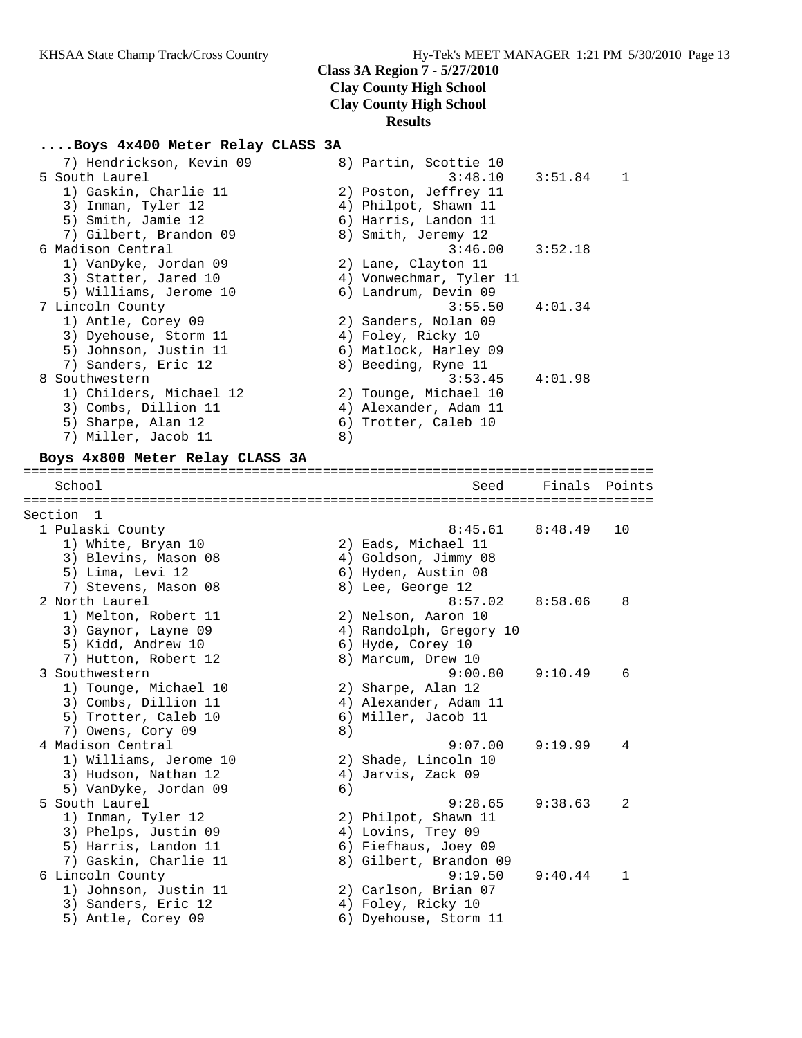**Class 3A Region 7 - 5/27/2010**
**Clay County High School**
**Clay County High School**
**Results**

### ....Boys 4x400 Meter Relay CLASS 3A

```
    7) Hendrickson, Kevin 09          8) Partin, Scottie 10
 5 South Laurel                                 3:48.10    3:51.84    1
    1) Gaskin, Charlie 11             2) Poston, Jeffrey 11
    3) Inman, Tyler 12                4) Philpot, Shawn 11
    5) Smith, Jamie 12                6) Harris, Landon 11
    7) Gilbert, Brandon 09            8) Smith, Jeremy 12
 6 Madison Central                              3:46.00    3:52.18
    1) VanDyke, Jordan 09             2) Lane, Clayton 11
    3) Statter, Jared 10              4) Vonwechmar, Tyler 11
    5) Williams, Jerome 10            6) Landrum, Devin 09
 7 Lincoln County                               3:55.50    4:01.34
    1) Antle, Corey 09                2) Sanders, Nolan 09
    3) Dyehouse, Storm 11             4) Foley, Ricky 10
    5) Johnson, Justin 11             6) Matlock, Harley 09
    7) Sanders, Eric 12               8) Beeding, Ryne 11
 8 Southwestern                                 3:53.45    4:01.98
    1) Childers, Michael 12           2) Tounge, Michael 10
    3) Combs, Dillion 11              4) Alexander, Adam 11
    5) Sharpe, Alan 12                6) Trotter, Caleb 10
    7) Miller, Jacob 11               8)
```

### Boys 4x800 Meter Relay CLASS 3A

```
===============================================================================
   School                                          Seed     Finals  Points
===============================================================================
Section  1
 1 Pulaski County                               8:45.61    8:48.49   10
    1) White, Bryan 10                2) Eads, Michael 11
    3) Blevins, Mason 08              4) Goldson, Jimmy 08
    5) Lima, Levi 12                  6) Hyden, Austin 08
    7) Stevens, Mason 08              8) Lee, George 12
 2 North Laurel                                 8:57.02    8:58.06    8
    1) Melton, Robert 11              2) Nelson, Aaron 10
    3) Gaynor, Layne 09               4) Randolph, Gregory 10
    5) Kidd, Andrew 10                6) Hyde, Corey 10
    7) Hutton, Robert 12              8) Marcum, Drew 10
 3 Southwestern                                 9:00.80    9:10.49    6
    1) Tounge, Michael 10             2) Sharpe, Alan 12
    3) Combs, Dillion 11              4) Alexander, Adam 11
    5) Trotter, Caleb 10              6) Miller, Jacob 11
    7) Owens, Cory 09                 8)
 4 Madison Central                              9:07.00    9:19.99    4
    1) Williams, Jerome 10            2) Shade, Lincoln 10
    3) Hudson, Nathan 12              4) Jarvis, Zack 09
    5) VanDyke, Jordan 09             6)
 5 South Laurel                                 9:28.65    9:38.63    2
    1) Inman, Tyler 12                2) Philpot, Shawn 11
    3) Phelps, Justin 09              4) Lovins, Trey 09
    5) Harris, Landon 11              6) Fiefhaus, Joey 09
    7) Gaskin, Charlie 11             8) Gilbert, Brandon 09
 6 Lincoln County                               9:19.50    9:40.44    1
    1) Johnson, Justin 11             2) Carlson, Brian 07
    3) Sanders, Eric 12               4) Foley, Ricky 10
    5) Antle, Corey 09                6) Dyehouse, Storm 11
```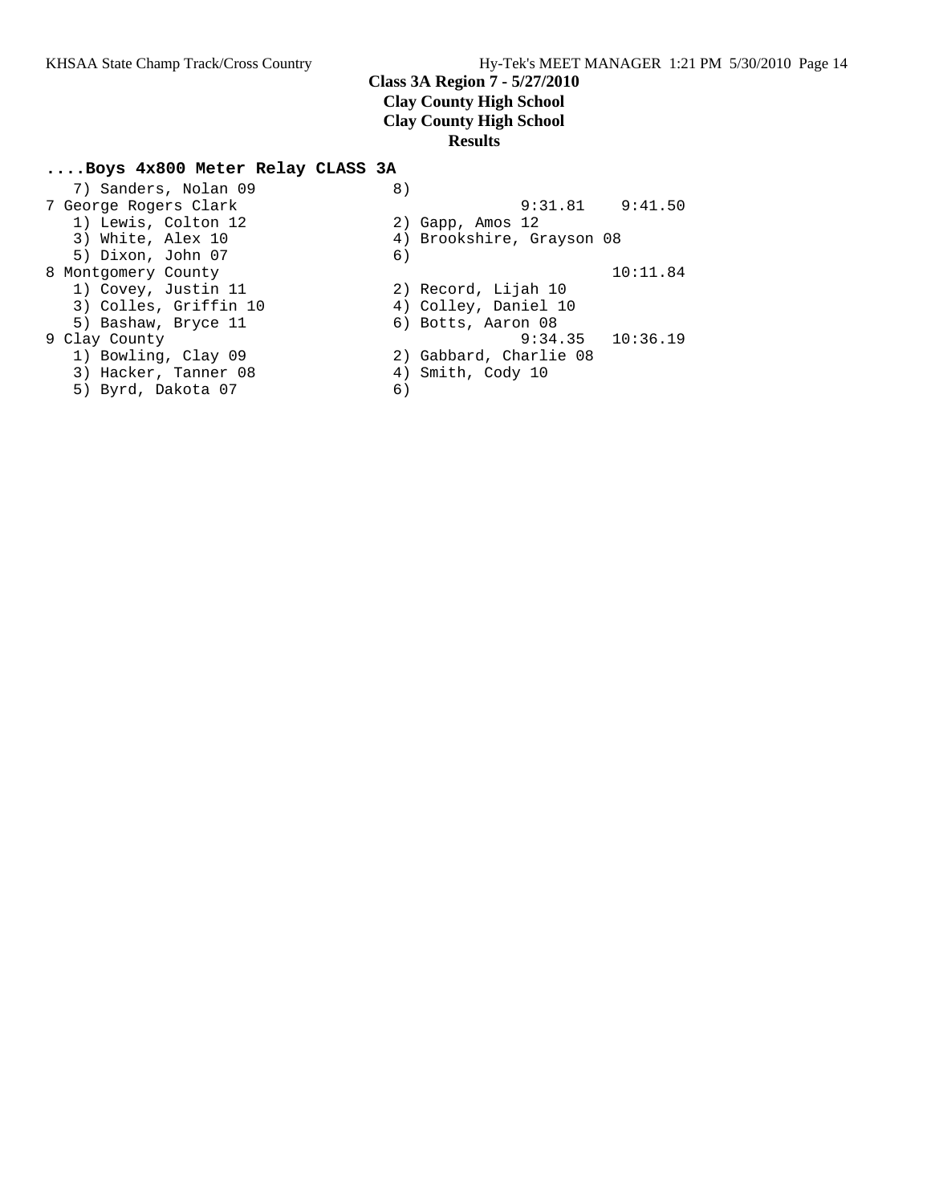## Class 3A Region 7 - 5/27/2010
## Clay County High School
## Clay County High School
## Results

### ....Boys 4x800 Meter Relay CLASS 3A

```
   7) Sanders, Nolan 09              8)
7 George Rogers Clark                            9:31.81    9:41.50
   1) Lewis, Colton 12               2) Gapp, Amos 12
   3) White, Alex 10                 4) Brookshire, Grayson 08
   5) Dixon, John 07                 6)
8 Montgomery County                                        10:11.84
   1) Covey, Justin 11               2) Record, Lijah 10
   3) Colles, Griffin 10             4) Colley, Daniel 10
   5) Bashaw, Bryce 11               6) Botts, Aaron 08
9 Clay County                                    9:34.35   10:36.19
   1) Bowling, Clay 09               2) Gabbard, Charlie 08
   3) Hacker, Tanner 08              4) Smith, Cody 10
   5) Byrd, Dakota 07                6)
```